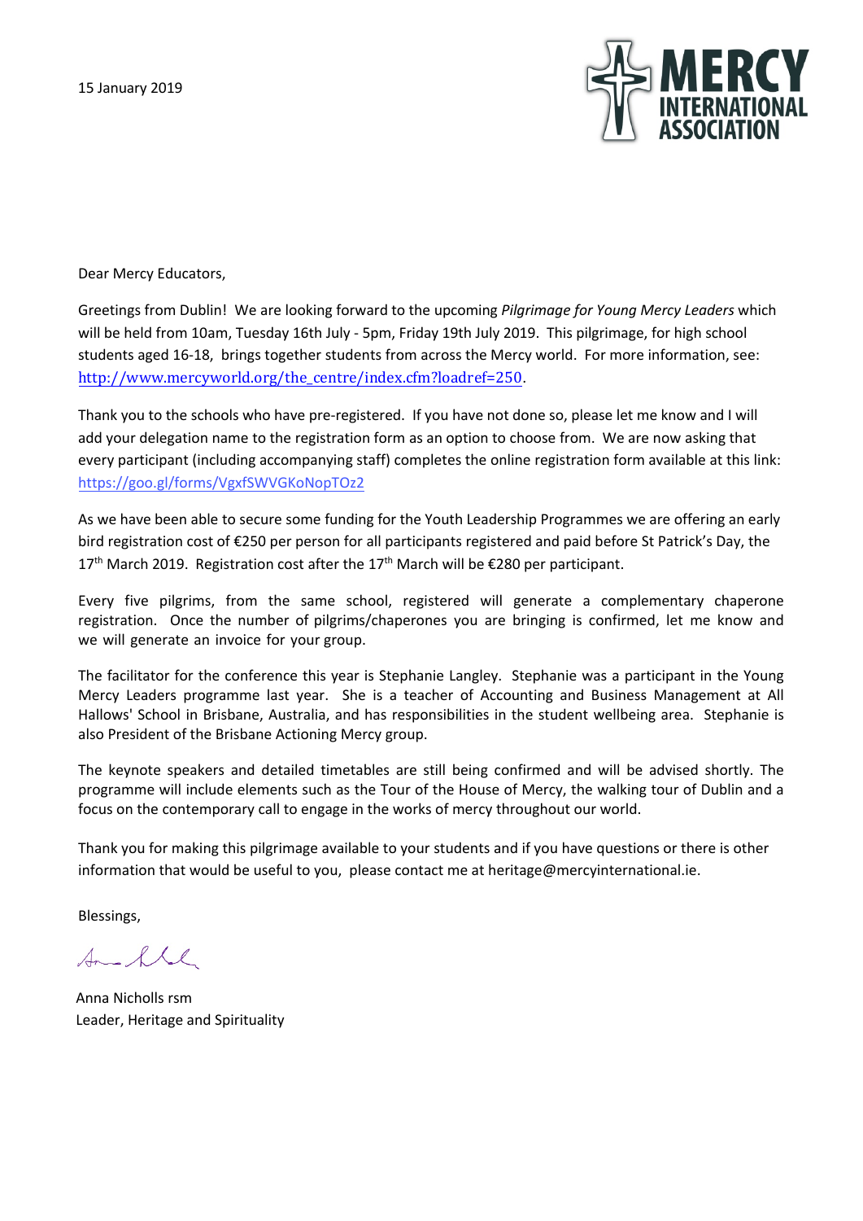15 January 2019

MERCY INTERNATIONAL ASSOCIATION

Dear Mercy Educators,

Greetings from Dublin! We are looking forward to the upcoming *Pilgrimage for Young Mercy Leaders* which will be held from 10am, Tuesday 16th July - 5pm, Friday 19th July 2019. This pilgrimage, for high school students aged 16-18, brings together students from across the Mercy world. For more information, see: http://www.mercyworld.org/the_centre/index.cfm?loadref=250.

Thank you to the schools who have pre-registered. If you have not done so, please let me know and I will add your delegation name to the registration form as an option to choose from. We are now asking that every participant (including accompanying staff) completes the online registration form available at this link: https://goo.gl/forms/VgxfSWVGKoNopTOz2

As we have been able to secure some funding for the Youth Leadership Programmes we are offering an early bird registration cost of €250 per person for all participants registered and paid before St Patrick's Day, the 17th March 2019. Registration cost after the 17th March will be €280 per participant.

Every five pilgrims, from the same school, registered will generate a complementary chaperone registration. Once the number of pilgrims/chaperones you are bringing is confirmed, let me know and we will generate an invoice for your group.

The facilitator for the conference this year is Stephanie Langley. Stephanie was a participant in the Young Mercy Leaders programme last year. She is a teacher of Accounting and Business Management at All Hallows' School in Brisbane, Australia, and has responsibilities in the student wellbeing area. Stephanie is also President of the Brisbane Actioning Mercy group.

The keynote speakers and detailed timetables are still being confirmed and will be advised shortly. The programme will include elements such as the Tour of the House of Mercy, the walking tour of Dublin and a focus on the contemporary call to engage in the works of mercy throughout our world.

Thank you for making this pilgrimage available to your students and if you have questions or there is other information that would be useful to you, please contact me at heritage@mercyinternational.ie.

Blessings,

Anna Nicholls rsm
Leader, Heritage and Spirituality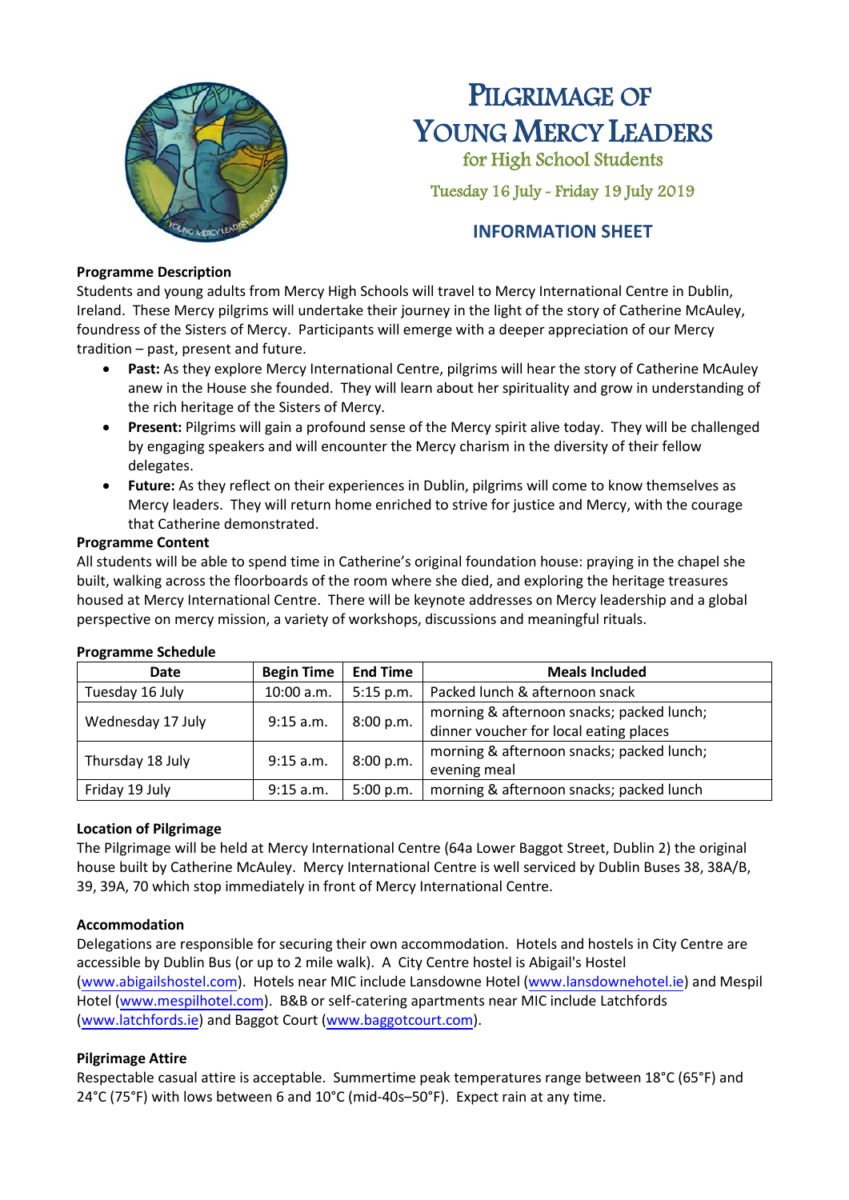# Pilgrimage of Young Mercy Leaders

for High School Students

Tuesday 16 July - Friday 19 July 2019

## INFORMATION SHEET

**Programme Description**

Students and young adults from Mercy High Schools will travel to Mercy International Centre in Dublin, Ireland. These Mercy pilgrims will undertake their journey in the light of the story of Catherine McAuley, foundress of the Sisters of Mercy. Participants will emerge with a deeper appreciation of our Mercy tradition – past, present and future.

- **Past:** As they explore Mercy International Centre, pilgrims will hear the story of Catherine McAuley anew in the House she founded. They will learn about her spirituality and grow in understanding of the rich heritage of the Sisters of Mercy.
- **Present:** Pilgrims will gain a profound sense of the Mercy spirit alive today. They will be challenged by engaging speakers and will encounter the Mercy charism in the diversity of their fellow delegates.
- **Future:** As they reflect on their experiences in Dublin, pilgrims will come to know themselves as Mercy leaders. They will return home enriched to strive for justice and Mercy, with the courage that Catherine demonstrated.

**Programme Content**

All students will be able to spend time in Catherine's original foundation house: praying in the chapel she built, walking across the floorboards of the room where she died, and exploring the heritage treasures housed at Mercy International Centre. There will be keynote addresses on Mercy leadership and a global perspective on mercy mission, a variety of workshops, discussions and meaningful rituals.

**Programme Schedule**

| Date | Begin Time | End Time | Meals Included |
|---|---|---|---|
| Tuesday 16 July | 10:00 a.m. | 5:15 p.m. | Packed lunch & afternoon snack |
| Wednesday 17 July | 9:15 a.m. | 8:00 p.m. | morning & afternoon snacks; packed lunch; dinner voucher for local eating places |
| Thursday 18 July | 9:15 a.m. | 8:00 p.m. | morning & afternoon snacks; packed lunch; evening meal |
| Friday 19 July | 9:15 a.m. | 5:00 p.m. | morning & afternoon snacks; packed lunch |

**Location of Pilgrimage**

The Pilgrimage will be held at Mercy International Centre (64a Lower Baggot Street, Dublin 2) the original house built by Catherine McAuley. Mercy International Centre is well serviced by Dublin Buses 38, 38A/B, 39, 39A, 70 which stop immediately in front of Mercy International Centre.

**Accommodation**

Delegations are responsible for securing their own accommodation. Hotels and hostels in City Centre are accessible by Dublin Bus (or up to 2 mile walk). A City Centre hostel is Abigail's Hostel (www.abigailshostel.com). Hotels near MIC include Lansdowne Hotel (www.lansdownehotel.ie) and Mespil Hotel (www.mespilhotel.com). B&B or self-catering apartments near MIC include Latchfords (www.latchfords.ie) and Baggot Court (www.baggotcourt.com).

**Pilgrimage Attire**

Respectable casual attire is acceptable. Summertime peak temperatures range between 18°C (65°F) and 24°C (75°F) with lows between 6 and 10°C (mid-40s–50°F). Expect rain at any time.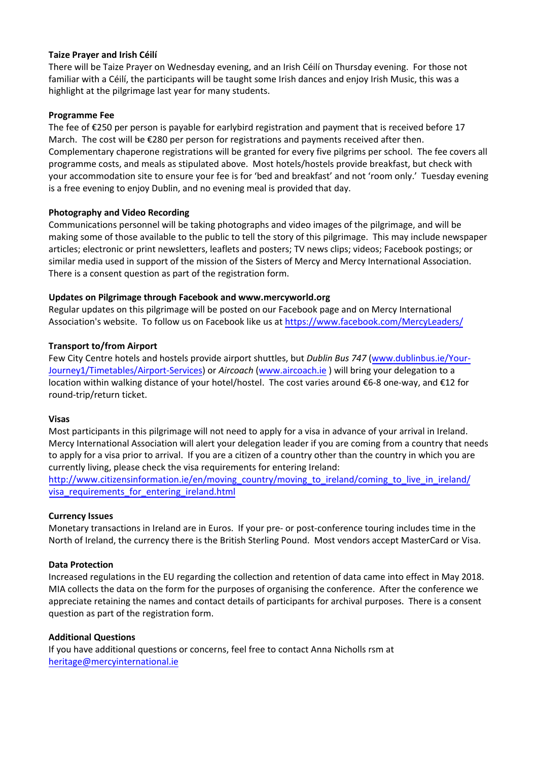**Taize Prayer and Irish Céilí**

There will be Taize Prayer on Wednesday evening, and an Irish Céilí on Thursday evening. For those not familiar with a Céilí, the participants will be taught some Irish dances and enjoy Irish Music, this was a highlight at the pilgrimage last year for many students.

**Programme Fee**

The fee of €250 per person is payable for earlybird registration and payment that is received before 17 March. The cost will be €280 per person for registrations and payments received after then. Complementary chaperone registrations will be granted for every five pilgrims per school. The fee covers all programme costs, and meals as stipulated above. Most hotels/hostels provide breakfast, but check with your accommodation site to ensure your fee is for 'bed and breakfast' and not 'room only.' Tuesday evening is a free evening to enjoy Dublin, and no evening meal is provided that day.

**Photography and Video Recording**

Communications personnel will be taking photographs and video images of the pilgrimage, and will be making some of those available to the public to tell the story of this pilgrimage. This may include newspaper articles; electronic or print newsletters, leaflets and posters; TV news clips; videos; Facebook postings; or similar media used in support of the mission of the Sisters of Mercy and Mercy International Association. There is a consent question as part of the registration form.

**Updates on Pilgrimage through Facebook and www.mercyworld.org**

Regular updates on this pilgrimage will be posted on our Facebook page and on Mercy International Association's website. To follow us on Facebook like us at https://www.facebook.com/MercyLeaders/

**Transport to/from Airport**

Few City Centre hotels and hostels provide airport shuttles, but *Dublin Bus 747* (www.dublinbus.ie/Your-Journey1/Timetables/Airport-Services) or *Aircoach* (www.aircoach.ie ) will bring your delegation to a location within walking distance of your hotel/hostel. The cost varies around €6-8 one-way, and €12 for round-trip/return ticket.

**Visas**

Most participants in this pilgrimage will not need to apply for a visa in advance of your arrival in Ireland. Mercy International Association will alert your delegation leader if you are coming from a country that needs to apply for a visa prior to arrival. If you are a citizen of a country other than the country in which you are currently living, please check the visa requirements for entering Ireland: http://www.citizensinformation.ie/en/moving_country/moving_to_ireland/coming_to_live_in_ireland/visa_requirements_for_entering_ireland.html

**Currency Issues**

Monetary transactions in Ireland are in Euros. If your pre- or post-conference touring includes time in the North of Ireland, the currency there is the British Sterling Pound. Most vendors accept MasterCard or Visa.

**Data Protection**

Increased regulations in the EU regarding the collection and retention of data came into effect in May 2018. MIA collects the data on the form for the purposes of organising the conference. After the conference we appreciate retaining the names and contact details of participants for archival purposes. There is a consent question as part of the registration form.

**Additional Questions**

If you have additional questions or concerns, feel free to contact Anna Nicholls rsm at heritage@mercyinternational.ie